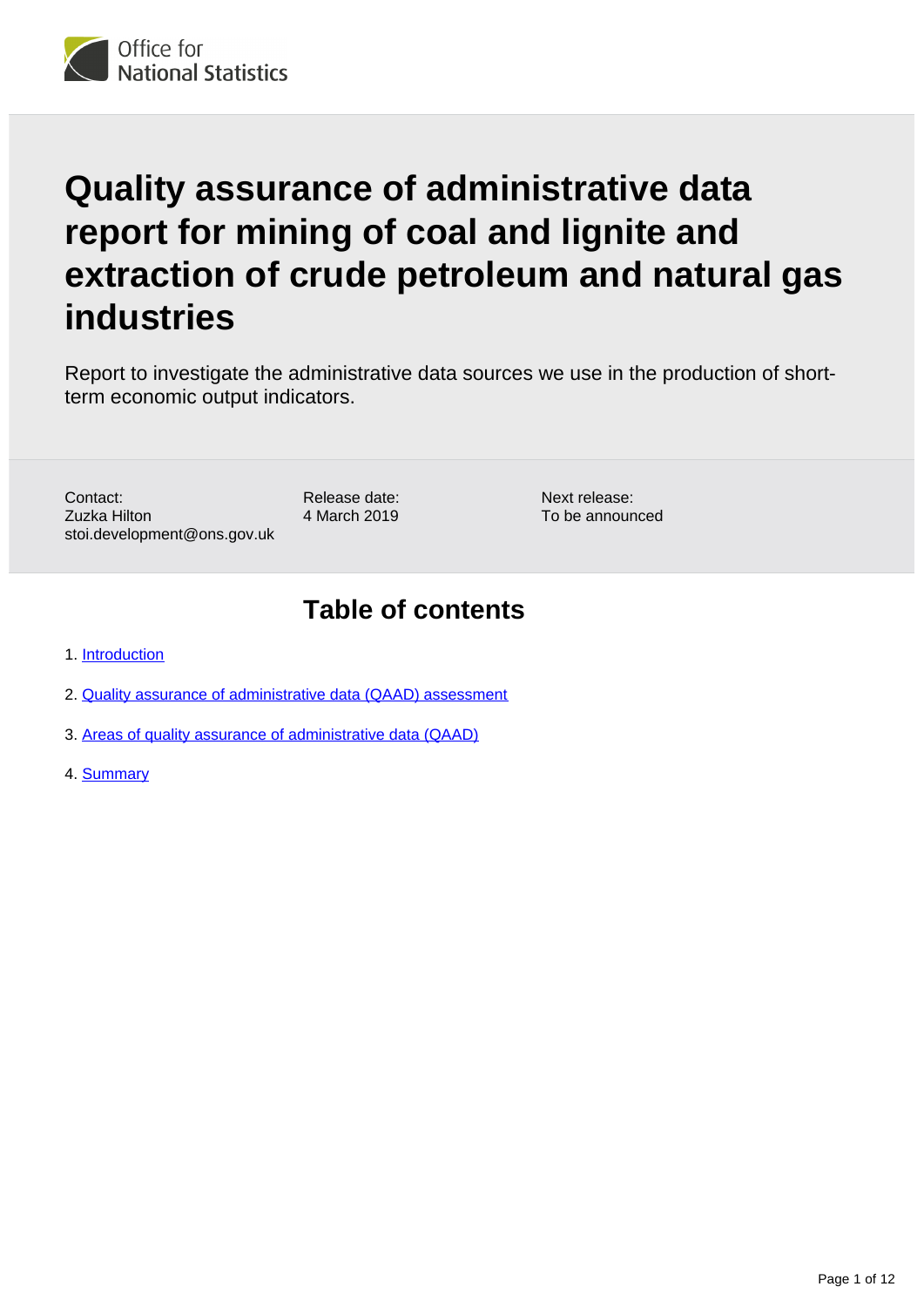Office for National Statistics

# Quality assurance of administrative data report for mining of coal and lignite and extraction of crude petroleum and natural gas industries

Report to investigate the administrative data sources we use in the production of short-term economic output indicators.

Contact:
Zuzka Hilton
stoi.development@ons.gov.uk

Release date:
4 March 2019

Next release:
To be announced

## Table of contents

1. Introduction
2. Quality assurance of administrative data (QAAD) assessment
3. Areas of quality assurance of administrative data (QAAD)
4. Summary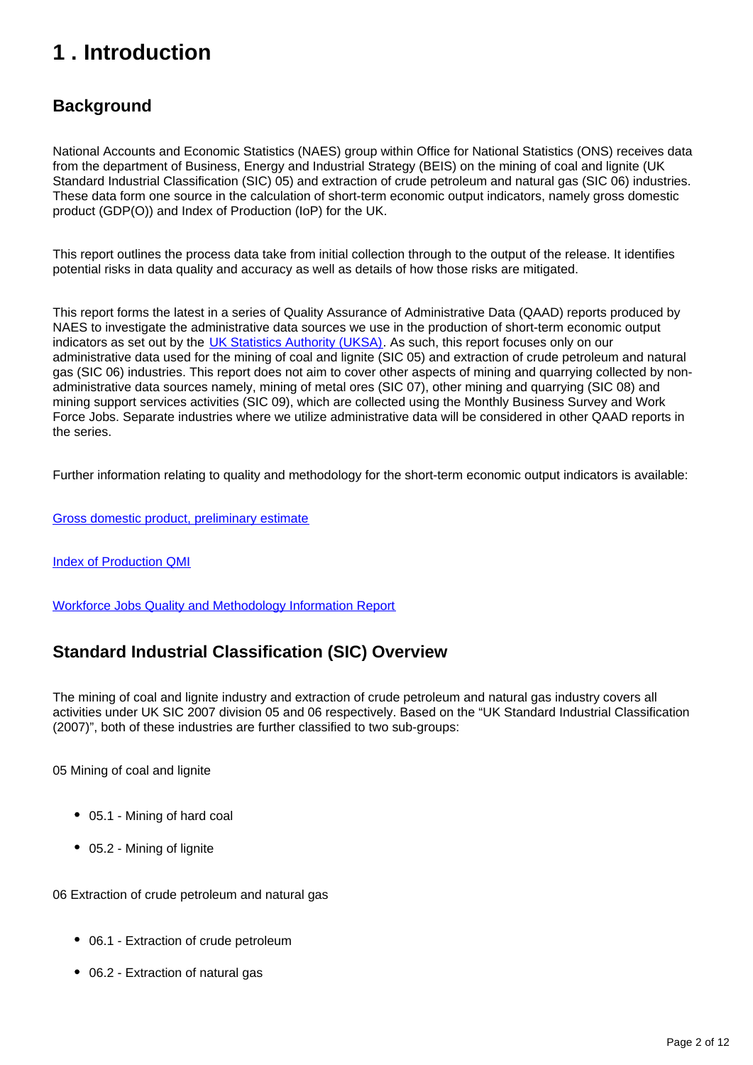# 1 . Introduction

## Background

National Accounts and Economic Statistics (NAES) group within Office for National Statistics (ONS) receives data from the department of Business, Energy and Industrial Strategy (BEIS) on the mining of coal and lignite (UK Standard Industrial Classification (SIC) 05) and extraction of crude petroleum and natural gas (SIC 06) industries. These data form one source in the calculation of short-term economic output indicators, namely gross domestic product (GDP(O)) and Index of Production (IoP) for the UK.

This report outlines the process data take from initial collection through to the output of the release. It identifies potential risks in data quality and accuracy as well as details of how those risks are mitigated.

This report forms the latest in a series of Quality Assurance of Administrative Data (QAAD) reports produced by NAES to investigate the administrative data sources we use in the production of short-term economic output indicators as set out by the UK Statistics Authority (UKSA). As such, this report focuses only on our administrative data used for the mining of coal and lignite (SIC 05) and extraction of crude petroleum and natural gas (SIC 06) industries. This report does not aim to cover other aspects of mining and quarrying collected by non-administrative data sources namely, mining of metal ores (SIC 07), other mining and quarrying (SIC 08) and mining support services activities (SIC 09), which are collected using the Monthly Business Survey and Work Force Jobs. Separate industries where we utilize administrative data will be considered in other QAAD reports in the series.

Further information relating to quality and methodology for the short-term economic output indicators is available:

Gross domestic product, preliminary estimate

Index of Production QMI

Workforce Jobs Quality and Methodology Information Report

## Standard Industrial Classification (SIC) Overview

The mining of coal and lignite industry and extraction of crude petroleum and natural gas industry covers all activities under UK SIC 2007 division 05 and 06 respectively. Based on the "UK Standard Industrial Classification (2007)", both of these industries are further classified to two sub-groups:

05 Mining of coal and lignite

- 05.1 - Mining of hard coal
- 05.2 - Mining of lignite

06 Extraction of crude petroleum and natural gas

- 06.1 - Extraction of crude petroleum
- 06.2 - Extraction of natural gas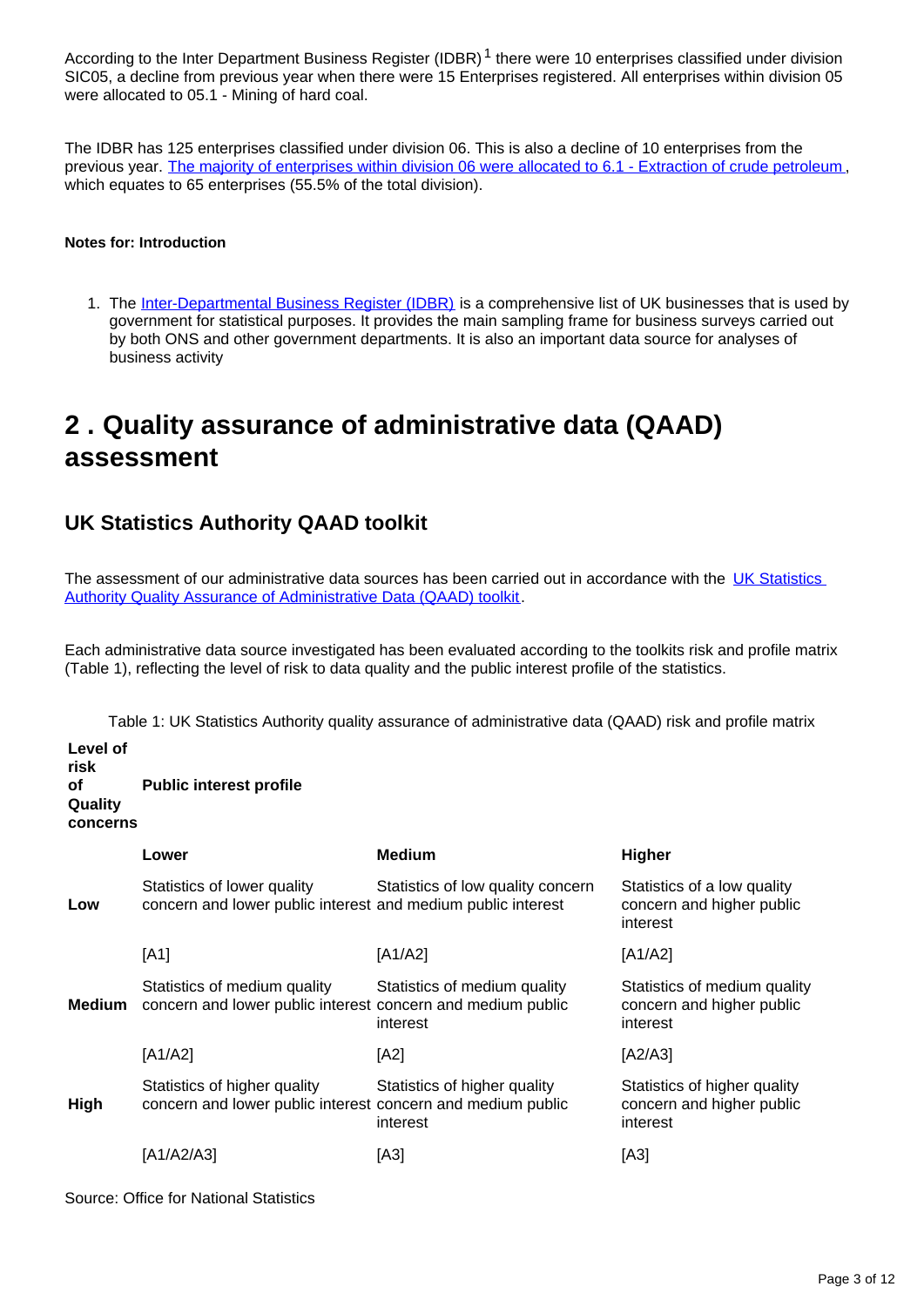According to the Inter Department Business Register (IDBR)[1] there were 10 enterprises classified under division SIC05, a decline from previous year when there were 15 Enterprises registered. All enterprises within division 05 were allocated to 05.1 - Mining of hard coal.

The IDBR has 125 enterprises classified under division 06. This is also a decline of 10 enterprises from the previous year. The majority of enterprises within division 06 were allocated to 6.1 - Extraction of crude petroleum, which equates to 65 enterprises (55.5% of the total division).

**Notes for: Introduction**

1. The Inter-Departmental Business Register (IDBR) is a comprehensive list of UK businesses that is used by government for statistical purposes. It provides the main sampling frame for business surveys carried out by both ONS and other government departments. It is also an important data source for analyses of business activity

## 2 . Quality assurance of administrative data (QAAD) assessment

### UK Statistics Authority QAAD toolkit

The assessment of our administrative data sources has been carried out in accordance with the UK Statistics Authority Quality Assurance of Administrative Data (QAAD) toolkit.

Each administrative data source investigated has been evaluated according to the toolkits risk and profile matrix (Table 1), reflecting the level of risk to data quality and the public interest profile of the statistics.

Table 1: UK Statistics Authority quality assurance of administrative data (QAAD) risk and profile matrix

| **Level of risk of Quality concerns** | **Public interest profile** | | |
|---|---|---|---|
| | **Lower** | **Medium** | **Higher** |
| **Low** | Statistics of lower quality concern and lower public interest | Statistics of low quality concern and medium public interest | Statistics of a low quality concern and higher public interest |
| | [A1] | [A1/A2] | [A1/A2] |
| **Medium** | Statistics of medium quality concern and lower public interest | Statistics of medium quality concern and medium public interest | Statistics of medium quality concern and higher public interest |
| | [A1/A2] | [A2] | [A2/A3] |
| **High** | Statistics of higher quality concern and lower public interest | Statistics of higher quality concern and medium public interest | Statistics of higher quality concern and higher public interest |
| | [A1/A2/A3] | [A3] | [A3] |

Source: Office for National Statistics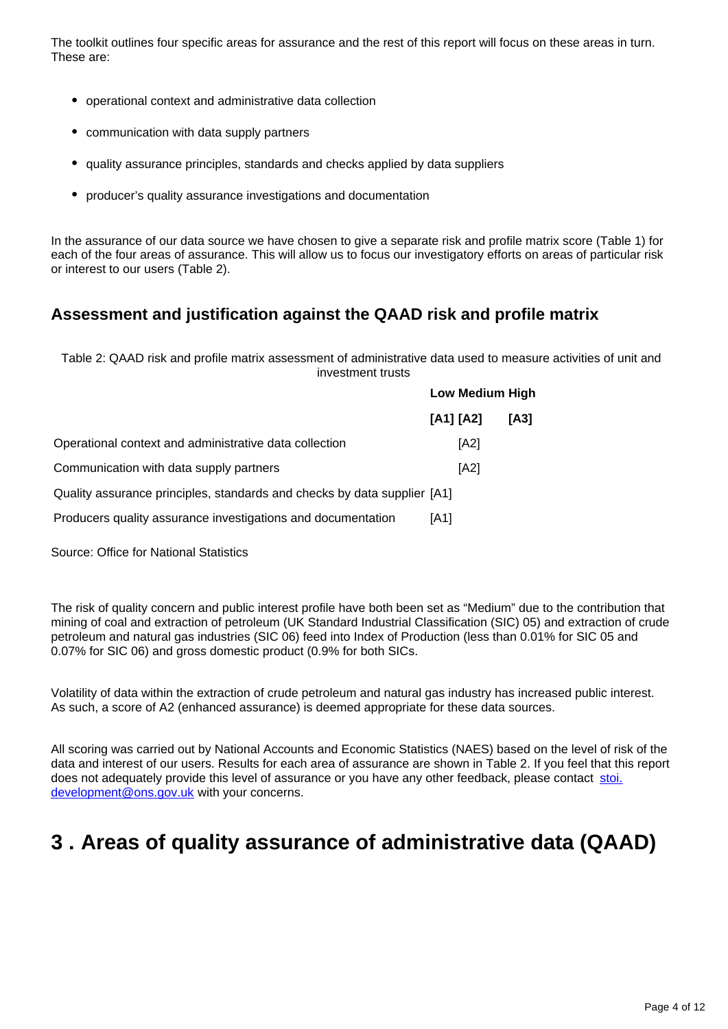The toolkit outlines four specific areas for assurance and the rest of this report will focus on these areas in turn. These are:

- operational context and administrative data collection
- communication with data supply partners
- quality assurance principles, standards and checks applied by data suppliers
- producer's quality assurance investigations and documentation

In the assurance of our data source we have chosen to give a separate risk and profile matrix score (Table 1) for each of the four areas of assurance. This will allow us to focus our investigatory efforts on areas of particular risk or interest to our users (Table 2).

### Assessment and justification against the QAAD risk and profile matrix

Table 2: QAAD risk and profile matrix assessment of administrative data used to measure activities of unit and investment trusts

| | Low | Medium | High |
|---|---|---|---|
| | [A1] | [A2] | [A3] |
| Operational context and administrative data collection | | [A2] | |
| Communication with data supply partners | | [A2] | |
| Quality assurance principles, standards and checks by data supplier | [A1] | | |
| Producers quality assurance investigations and documentation | [A1] | | |

Source: Office for National Statistics

The risk of quality concern and public interest profile have both been set as "Medium" due to the contribution that mining of coal and extraction of petroleum (UK Standard Industrial Classification (SIC) 05) and extraction of crude petroleum and natural gas industries (SIC 06) feed into Index of Production (less than 0.01% for SIC 05 and 0.07% for SIC 06) and gross domestic product (0.9% for both SICs.

Volatility of data within the extraction of crude petroleum and natural gas industry has increased public interest. As such, a score of A2 (enhanced assurance) is deemed appropriate for these data sources.

All scoring was carried out by National Accounts and Economic Statistics (NAES) based on the level of risk of the data and interest of our users. Results for each area of assurance are shown in Table 2. If you feel that this report does not adequately provide this level of assurance or you have any other feedback, please contact stoi.development@ons.gov.uk with your concerns.

# 3 . Areas of quality assurance of administrative data (QAAD)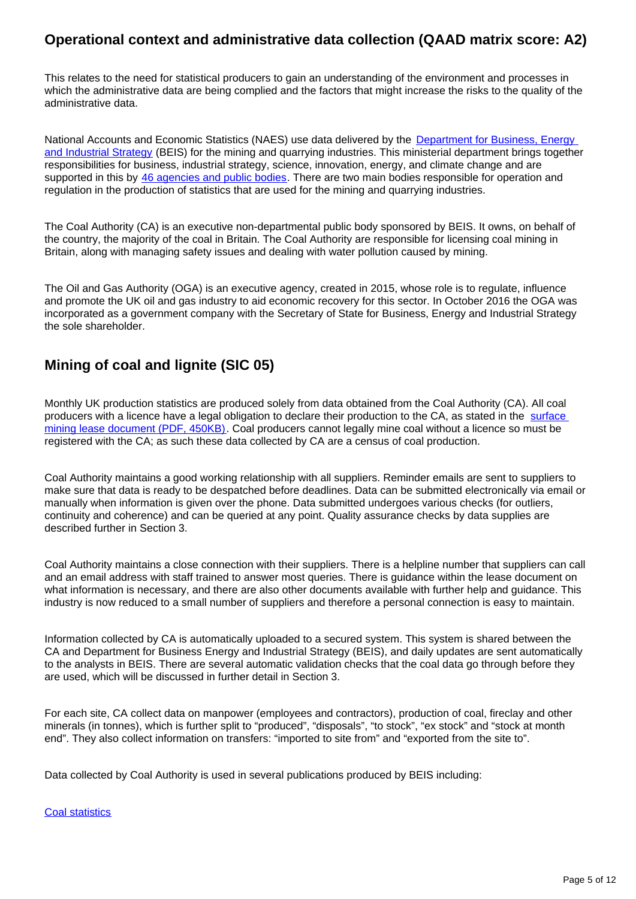## Operational context and administrative data collection (QAAD matrix score: A2)

This relates to the need for statistical producers to gain an understanding of the environment and processes in which the administrative data are being complied and the factors that might increase the risks to the quality of the administrative data.

National Accounts and Economic Statistics (NAES) use data delivered by the [Department for Business, Energy and Industrial Strategy](https://www.gov.uk/government/organisations/department-for-business-energy-and-industrial-strategy) (BEIS) for the mining and quarrying industries. This ministerial department brings together responsibilities for business, industrial strategy, science, innovation, energy, and climate change and are supported in this by [46 agencies and public bodies](https://www.gov.uk/government/organisations/department-for-business-energy-and-industrial-strategy). There are two main bodies responsible for operation and regulation in the production of statistics that are used for the mining and quarrying industries.

The Coal Authority (CA) is an executive non-departmental public body sponsored by BEIS. It owns, on behalf of the country, the majority of the coal in Britain. The Coal Authority are responsible for licensing coal mining in Britain, along with managing safety issues and dealing with water pollution caused by mining.

The Oil and Gas Authority (OGA) is an executive agency, created in 2015, whose role is to regulate, influence and promote the UK oil and gas industry to aid economic recovery for this sector. In October 2016 the OGA was incorporated as a government company with the Secretary of State for Business, Energy and Industrial Strategy the sole shareholder.

## Mining of coal and lignite (SIC 05)

Monthly UK production statistics are produced solely from data obtained from the Coal Authority (CA). All coal producers with a licence have a legal obligation to declare their production to the CA, as stated in the [surface mining lease document (PDF, 450KB)](). Coal producers cannot legally mine coal without a licence so must be registered with the CA; as such these data collected by CA are a census of coal production.

Coal Authority maintains a good working relationship with all suppliers. Reminder emails are sent to suppliers to make sure that data is ready to be despatched before deadlines. Data can be submitted electronically via email or manually when information is given over the phone. Data submitted undergoes various checks (for outliers, continuity and coherence) and can be queried at any point. Quality assurance checks by data supplies are described further in Section 3.

Coal Authority maintains a close connection with their suppliers. There is a helpline number that suppliers can call and an email address with staff trained to answer most queries. There is guidance within the lease document on what information is necessary, and there are also other documents available with further help and guidance. This industry is now reduced to a small number of suppliers and therefore a personal connection is easy to maintain.

Information collected by CA is automatically uploaded to a secured system. This system is shared between the CA and Department for Business Energy and Industrial Strategy (BEIS), and daily updates are sent automatically to the analysts in BEIS. There are several automatic validation checks that the coal data go through before they are used, which will be discussed in further detail in Section 3.

For each site, CA collect data on manpower (employees and contractors), production of coal, fireclay and other minerals (in tonnes), which is further split to "produced", "disposals", "to stock", "ex stock" and "stock at month end". They also collect information on transfers: "imported to site from" and "exported from the site to".

Data collected by Coal Authority is used in several publications produced by BEIS including:

[Coal statistics]()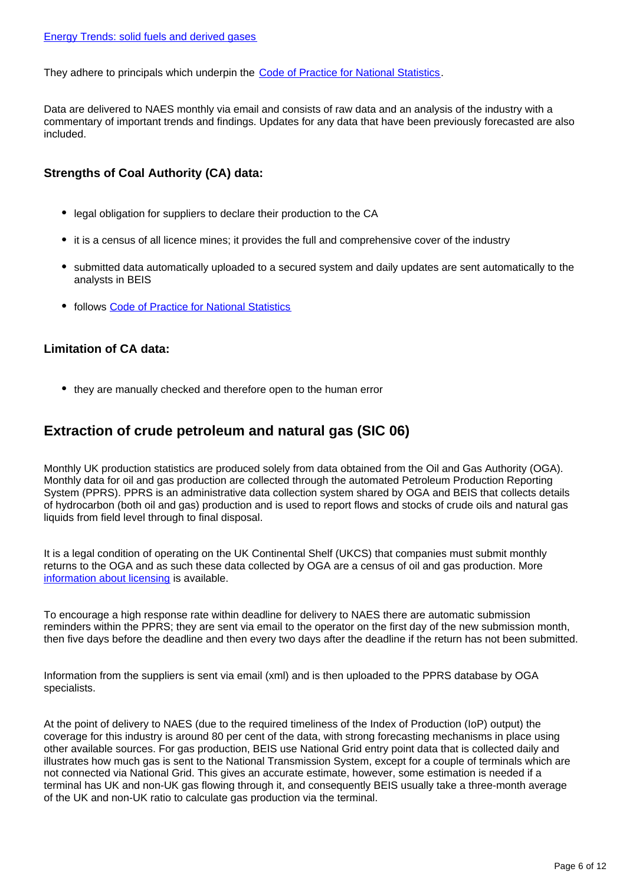[Energy Trends: solid fuels and derived gases](#)

They adhere to principals which underpin the [Code of Practice for National Statistics](#).

Data are delivered to NAES monthly via email and consists of raw data and an analysis of the industry with a commentary of important trends and findings. Updates for any data that have been previously forecasted are also included.

### Strengths of Coal Authority (CA) data:

- legal obligation for suppliers to declare their production to the CA
- it is a census of all licence mines; it provides the full and comprehensive cover of the industry
- submitted data automatically uploaded to a secured system and daily updates are sent automatically to the analysts in BEIS
- follows [Code of Practice for National Statistics](#)

### Limitation of CA data:

- they are manually checked and therefore open to the human error

## Extraction of crude petroleum and natural gas (SIC 06)

Monthly UK production statistics are produced solely from data obtained from the Oil and Gas Authority (OGA). Monthly data for oil and gas production are collected through the automated Petroleum Production Reporting System (PPRS). PPRS is an administrative data collection system shared by OGA and BEIS that collects details of hydrocarbon (both oil and gas) production and is used to report flows and stocks of crude oils and natural gas liquids from field level through to final disposal.

It is a legal condition of operating on the UK Continental Shelf (UKCS) that companies must submit monthly returns to the OGA and as such these data collected by OGA are a census of oil and gas production. More [information about licensing](#) is available.

To encourage a high response rate within deadline for delivery to NAES there are automatic submission reminders within the PPRS; they are sent via email to the operator on the first day of the new submission month, then five days before the deadline and then every two days after the deadline if the return has not been submitted.

Information from the suppliers is sent via email (xml) and is then uploaded to the PPRS database by OGA specialists.

At the point of delivery to NAES (due to the required timeliness of the Index of Production (IoP) output) the coverage for this industry is around 80 per cent of the data, with strong forecasting mechanisms in place using other available sources. For gas production, BEIS use National Grid entry point data that is collected daily and illustrates how much gas is sent to the National Transmission System, except for a couple of terminals which are not connected via National Grid. This gives an accurate estimate, however, some estimation is needed if a terminal has UK and non-UK gas flowing through it, and consequently BEIS usually take a three-month average of the UK and non-UK ratio to calculate gas production via the terminal.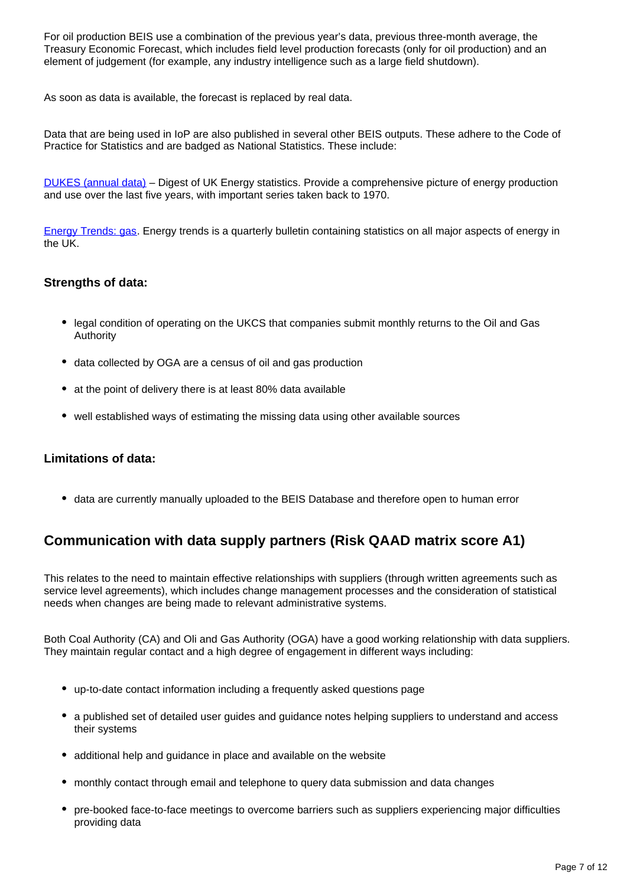For oil production BEIS use a combination of the previous year's data, previous three-month average, the Treasury Economic Forecast, which includes field level production forecasts (only for oil production) and an element of judgement (for example, any industry intelligence such as a large field shutdown).

As soon as data is available, the forecast is replaced by real data.

Data that are being used in IoP are also published in several other BEIS outputs. These adhere to the Code of Practice for Statistics and are badged as National Statistics. These include:

DUKES (annual data) – Digest of UK Energy statistics. Provide a comprehensive picture of energy production and use over the last five years, with important series taken back to 1970.

Energy Trends: gas. Energy trends is a quarterly bulletin containing statistics on all major aspects of energy in the UK.

### Strengths of data:

- legal condition of operating on the UKCS that companies submit monthly returns to the Oil and Gas Authority
- data collected by OGA are a census of oil and gas production
- at the point of delivery there is at least 80% data available
- well established ways of estimating the missing data using other available sources

### Limitations of data:

- data are currently manually uploaded to the BEIS Database and therefore open to human error

## Communication with data supply partners (Risk QAAD matrix score A1)

This relates to the need to maintain effective relationships with suppliers (through written agreements such as service level agreements), which includes change management processes and the consideration of statistical needs when changes are being made to relevant administrative systems.

Both Coal Authority (CA) and Oli and Gas Authority (OGA) have a good working relationship with data suppliers. They maintain regular contact and a high degree of engagement in different ways including:

- up-to-date contact information including a frequently asked questions page
- a published set of detailed user guides and guidance notes helping suppliers to understand and access their systems
- additional help and guidance in place and available on the website
- monthly contact through email and telephone to query data submission and data changes
- pre-booked face-to-face meetings to overcome barriers such as suppliers experiencing major difficulties providing data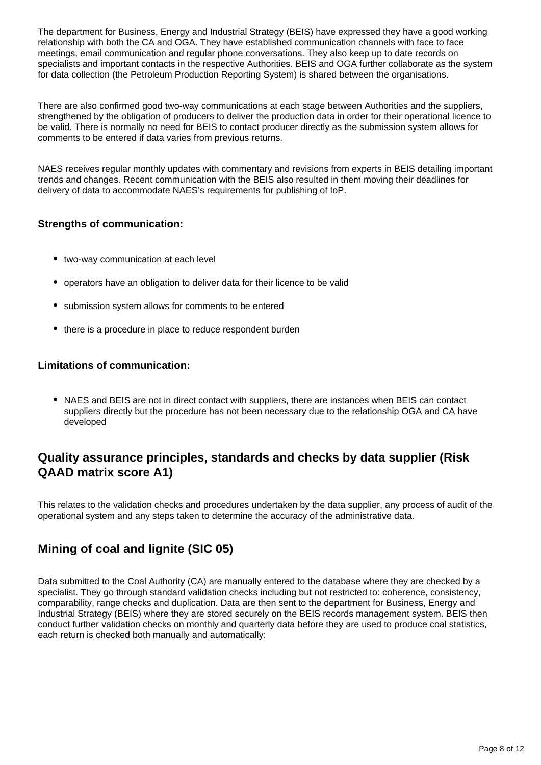The department for Business, Energy and Industrial Strategy (BEIS) have expressed they have a good working relationship with both the CA and OGA. They have established communication channels with face to face meetings, email communication and regular phone conversations. They also keep up to date records on specialists and important contacts in the respective Authorities. BEIS and OGA further collaborate as the system for data collection (the Petroleum Production Reporting System) is shared between the organisations.

There are also confirmed good two-way communications at each stage between Authorities and the suppliers, strengthened by the obligation of producers to deliver the production data in order for their operational licence to be valid. There is normally no need for BEIS to contact producer directly as the submission system allows for comments to be entered if data varies from previous returns.

NAES receives regular monthly updates with commentary and revisions from experts in BEIS detailing important trends and changes. Recent communication with the BEIS also resulted in them moving their deadlines for delivery of data to accommodate NAES's requirements for publishing of IoP.

**Strengths of communication:**

- two-way communication at each level
- operators have an obligation to deliver data for their licence to be valid
- submission system allows for comments to be entered
- there is a procedure in place to reduce respondent burden

**Limitations of communication:**

- NAES and BEIS are not in direct contact with suppliers, there are instances when BEIS can contact suppliers directly but the procedure has not been necessary due to the relationship OGA and CA have developed

### Quality assurance principles, standards and checks by data supplier (Risk QAAD matrix score A1)

This relates to the validation checks and procedures undertaken by the data supplier, any process of audit of the operational system and any steps taken to determine the accuracy of the administrative data.

### Mining of coal and lignite (SIC 05)

Data submitted to the Coal Authority (CA) are manually entered to the database where they are checked by a specialist. They go through standard validation checks including but not restricted to: coherence, consistency, comparability, range checks and duplication. Data are then sent to the department for Business, Energy and Industrial Strategy (BEIS) where they are stored securely on the BEIS records management system. BEIS then conduct further validation checks on monthly and quarterly data before they are used to produce coal statistics, each return is checked both manually and automatically: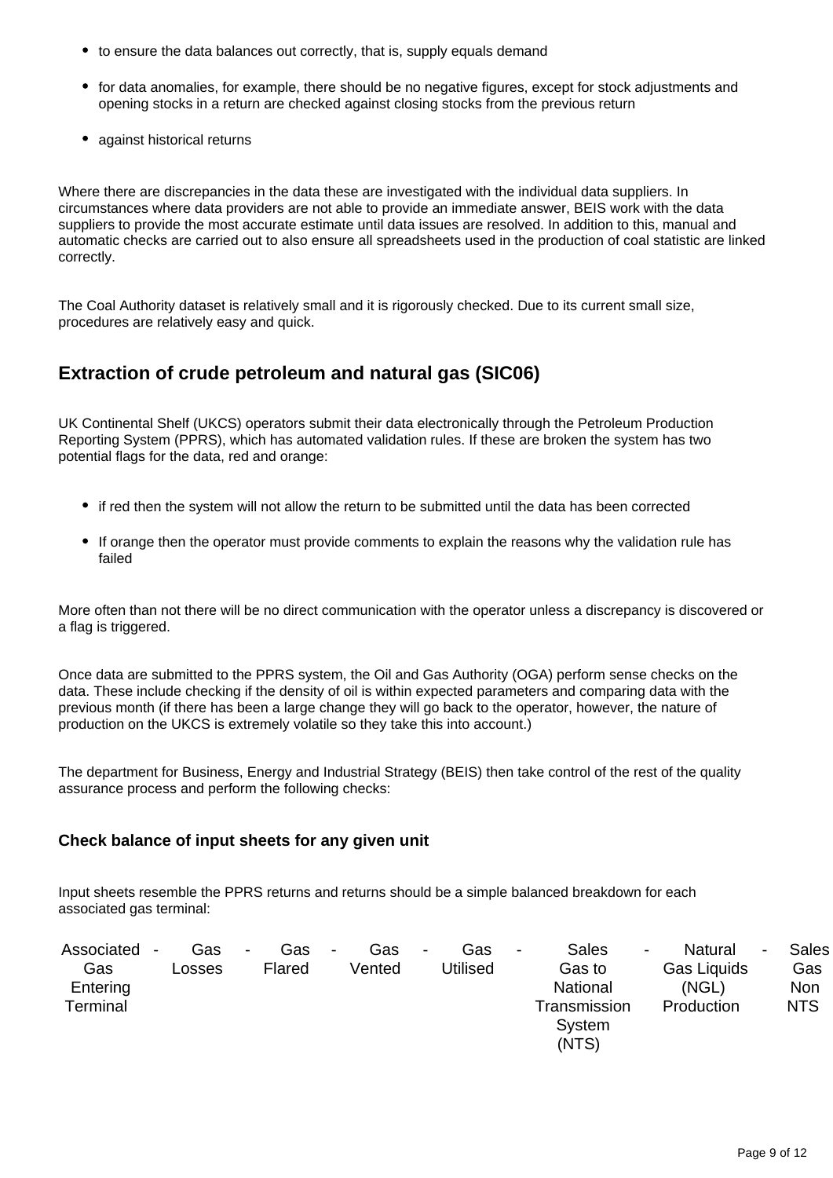- to ensure the data balances out correctly, that is, supply equals demand
- for data anomalies, for example, there should be no negative figures, except for stock adjustments and opening stocks in a return are checked against closing stocks from the previous return
- against historical returns

Where there are discrepancies in the data these are investigated with the individual data suppliers. In circumstances where data providers are not able to provide an immediate answer, BEIS work with the data suppliers to provide the most accurate estimate until data issues are resolved. In addition to this, manual and automatic checks are carried out to also ensure all spreadsheets used in the production of coal statistic are linked correctly.

The Coal Authority dataset is relatively small and it is rigorously checked. Due to its current small size, procedures are relatively easy and quick.

## Extraction of crude petroleum and natural gas (SIC06)

UK Continental Shelf (UKCS) operators submit their data electronically through the Petroleum Production Reporting System (PPRS), which has automated validation rules. If these are broken the system has two potential flags for the data, red and orange:

- if red then the system will not allow the return to be submitted until the data has been corrected
- If orange then the operator must provide comments to explain the reasons why the validation rule has failed

More often than not there will be no direct communication with the operator unless a discrepancy is discovered or a flag is triggered.

Once data are submitted to the PPRS system, the Oil and Gas Authority (OGA) perform sense checks on the data. These include checking if the density of oil is within expected parameters and comparing data with the previous month (if there has been a large change they will go back to the operator, however, the nature of production on the UKCS is extremely volatile so they take this into account.)

The department for Business, Energy and Industrial Strategy (BEIS) then take control of the rest of the quality assurance process and perform the following checks:

### Check balance of input sheets for any given unit

Input sheets resemble the PPRS returns and returns should be a simple balanced breakdown for each associated gas terminal:

| Associated Gas Entering Terminal | - | Gas Losses | - | Gas Flared | - | Gas Vented | - | Gas Utilised | - | Sales Gas to National Transmission System (NTS) | - | Natural Gas Liquids (NGL) Production | - | Sales Gas Non NTS |
|---|---|---|---|---|---|---|---|---|---|---|---|---|---|---|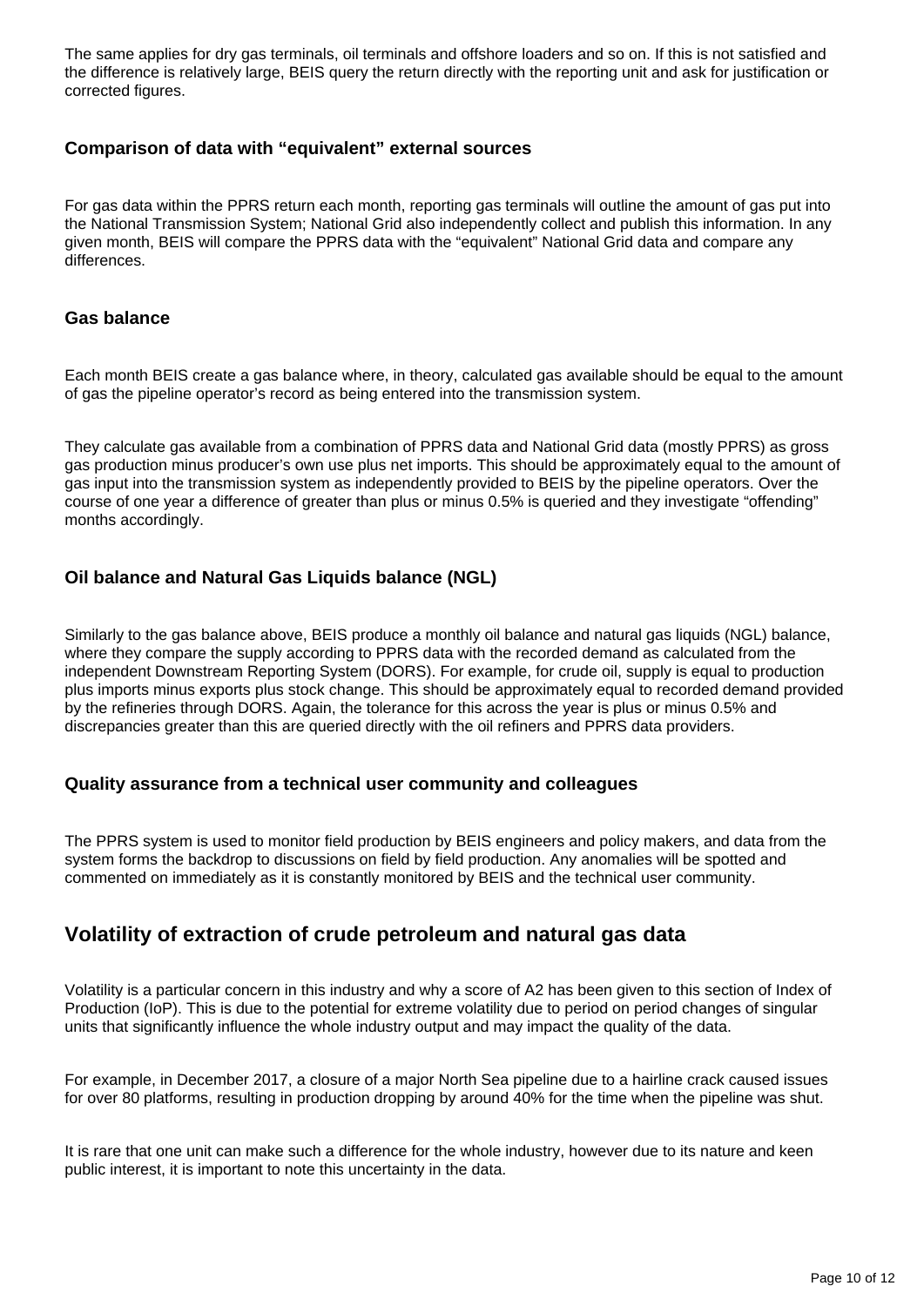The same applies for dry gas terminals, oil terminals and offshore loaders and so on. If this is not satisfied and the difference is relatively large, BEIS query the return directly with the reporting unit and ask for justification or corrected figures.

### Comparison of data with "equivalent" external sources

For gas data within the PPRS return each month, reporting gas terminals will outline the amount of gas put into the National Transmission System; National Grid also independently collect and publish this information. In any given month, BEIS will compare the PPRS data with the "equivalent" National Grid data and compare any differences.

### Gas balance

Each month BEIS create a gas balance where, in theory, calculated gas available should be equal to the amount of gas the pipeline operator's record as being entered into the transmission system.

They calculate gas available from a combination of PPRS data and National Grid data (mostly PPRS) as gross gas production minus producer's own use plus net imports. This should be approximately equal to the amount of gas input into the transmission system as independently provided to BEIS by the pipeline operators. Over the course of one year a difference of greater than plus or minus 0.5% is queried and they investigate "offending" months accordingly.

### Oil balance and Natural Gas Liquids balance (NGL)

Similarly to the gas balance above, BEIS produce a monthly oil balance and natural gas liquids (NGL) balance, where they compare the supply according to PPRS data with the recorded demand as calculated from the independent Downstream Reporting System (DORS). For example, for crude oil, supply is equal to production plus imports minus exports plus stock change. This should be approximately equal to recorded demand provided by the refineries through DORS. Again, the tolerance for this across the year is plus or minus 0.5% and discrepancies greater than this are queried directly with the oil refiners and PPRS data providers.

### Quality assurance from a technical user community and colleagues

The PPRS system is used to monitor field production by BEIS engineers and policy makers, and data from the system forms the backdrop to discussions on field by field production. Any anomalies will be spotted and commented on immediately as it is constantly monitored by BEIS and the technical user community.

## Volatility of extraction of crude petroleum and natural gas data

Volatility is a particular concern in this industry and why a score of A2 has been given to this section of Index of Production (IoP). This is due to the potential for extreme volatility due to period on period changes of singular units that significantly influence the whole industry output and may impact the quality of the data.

For example, in December 2017, a closure of a major North Sea pipeline due to a hairline crack caused issues for over 80 platforms, resulting in production dropping by around 40% for the time when the pipeline was shut.

It is rare that one unit can make such a difference for the whole industry, however due to its nature and keen public interest, it is important to note this uncertainty in the data.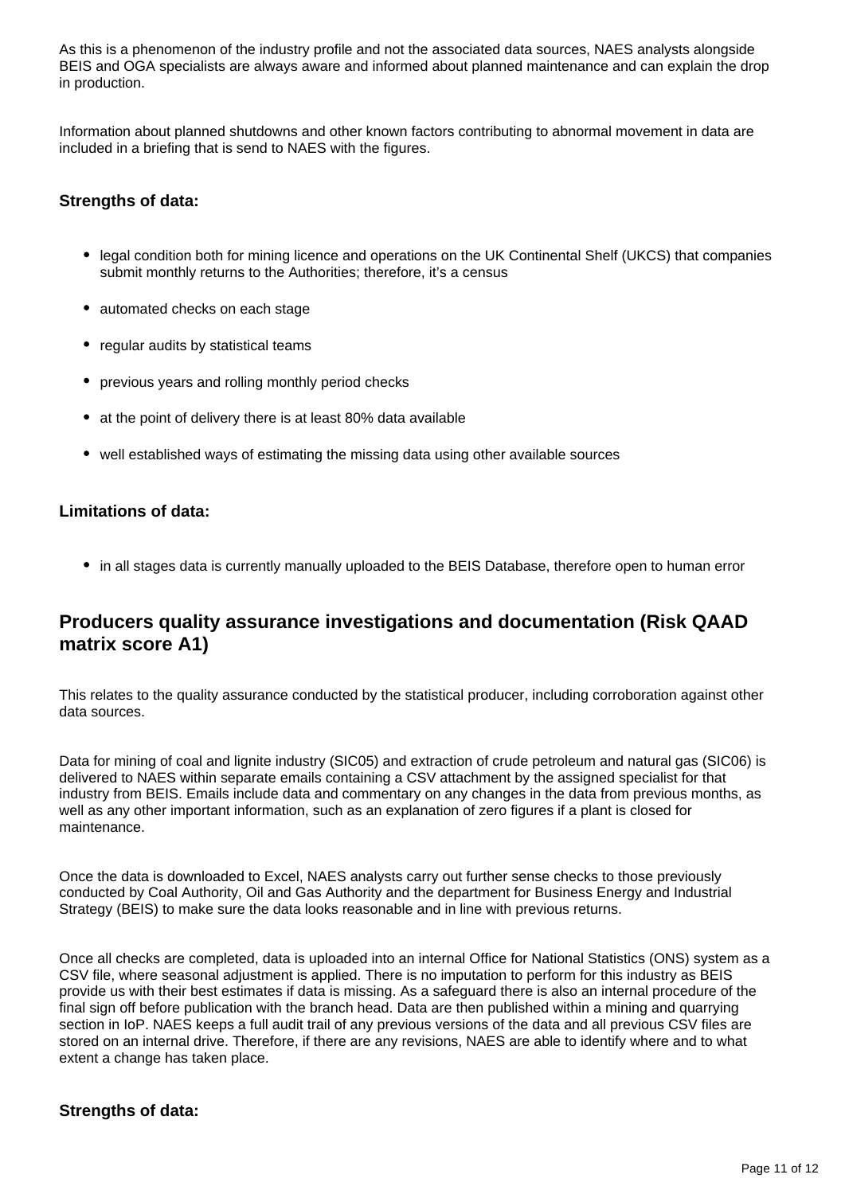As this is a phenomenon of the industry profile and not the associated data sources, NAES analysts alongside BEIS and OGA specialists are always aware and informed about planned maintenance and can explain the drop in production.

Information about planned shutdowns and other known factors contributing to abnormal movement in data are included in a briefing that is send to NAES with the figures.

### Strengths of data:

- legal condition both for mining licence and operations on the UK Continental Shelf (UKCS) that companies submit monthly returns to the Authorities; therefore, it's a census
- automated checks on each stage
- regular audits by statistical teams
- previous years and rolling monthly period checks
- at the point of delivery there is at least 80% data available
- well established ways of estimating the missing data using other available sources

### Limitations of data:

- in all stages data is currently manually uploaded to the BEIS Database, therefore open to human error

## Producers quality assurance investigations and documentation (Risk QAAD matrix score A1)

This relates to the quality assurance conducted by the statistical producer, including corroboration against other data sources.

Data for mining of coal and lignite industry (SIC05) and extraction of crude petroleum and natural gas (SIC06) is delivered to NAES within separate emails containing a CSV attachment by the assigned specialist for that industry from BEIS. Emails include data and commentary on any changes in the data from previous months, as well as any other important information, such as an explanation of zero figures if a plant is closed for maintenance.

Once the data is downloaded to Excel, NAES analysts carry out further sense checks to those previously conducted by Coal Authority, Oil and Gas Authority and the department for Business Energy and Industrial Strategy (BEIS) to make sure the data looks reasonable and in line with previous returns.

Once all checks are completed, data is uploaded into an internal Office for National Statistics (ONS) system as a CSV file, where seasonal adjustment is applied. There is no imputation to perform for this industry as BEIS provide us with their best estimates if data is missing. As a safeguard there is also an internal procedure of the final sign off before publication with the branch head. Data are then published within a mining and quarrying section in IoP. NAES keeps a full audit trail of any previous versions of the data and all previous CSV files are stored on an internal drive. Therefore, if there are any revisions, NAES are able to identify where and to what extent a change has taken place.

### Strengths of data: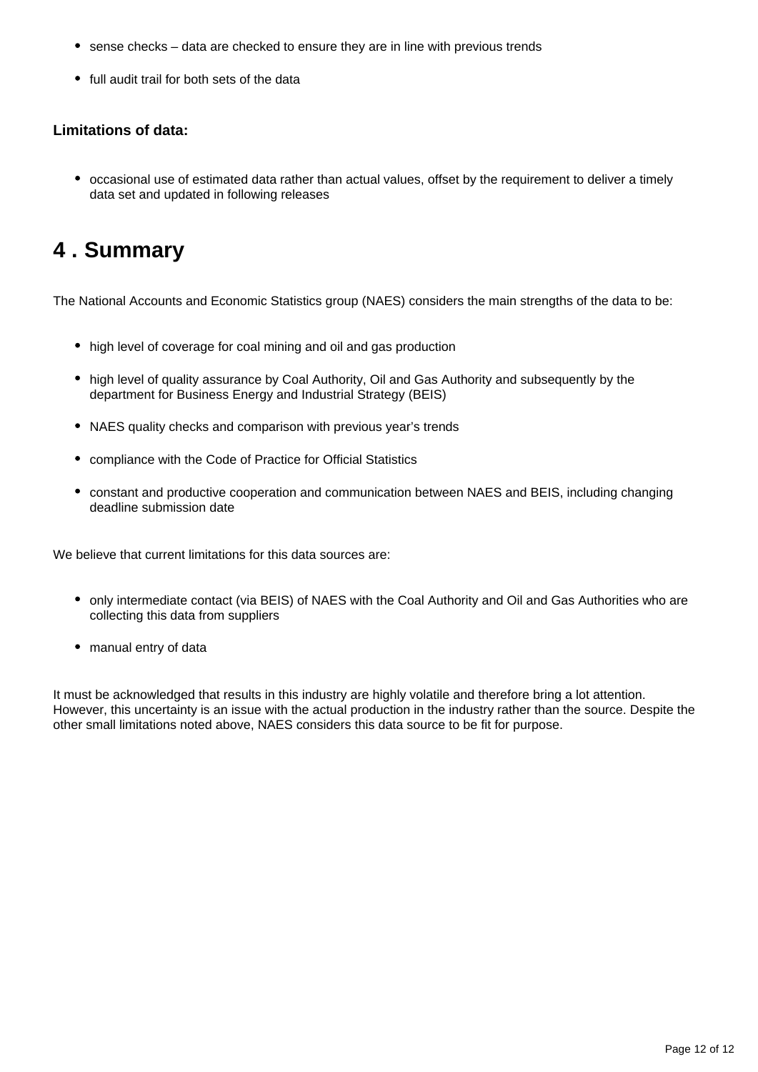- sense checks – data are checked to ensure they are in line with previous trends
- full audit trail for both sets of the data

### Limitations of data:

- occasional use of estimated data rather than actual values, offset by the requirement to deliver a timely data set and updated in following releases

## 4 . Summary

The National Accounts and Economic Statistics group (NAES) considers the main strengths of the data to be:

- high level of coverage for coal mining and oil and gas production
- high level of quality assurance by Coal Authority, Oil and Gas Authority and subsequently by the department for Business Energy and Industrial Strategy (BEIS)
- NAES quality checks and comparison with previous year's trends
- compliance with the Code of Practice for Official Statistics
- constant and productive cooperation and communication between NAES and BEIS, including changing deadline submission date

We believe that current limitations for this data sources are:

- only intermediate contact (via BEIS) of NAES with the Coal Authority and Oil and Gas Authorities who are collecting this data from suppliers
- manual entry of data

It must be acknowledged that results in this industry are highly volatile and therefore bring a lot attention. However, this uncertainty is an issue with the actual production in the industry rather than the source. Despite the other small limitations noted above, NAES considers this data source to be fit for purpose.